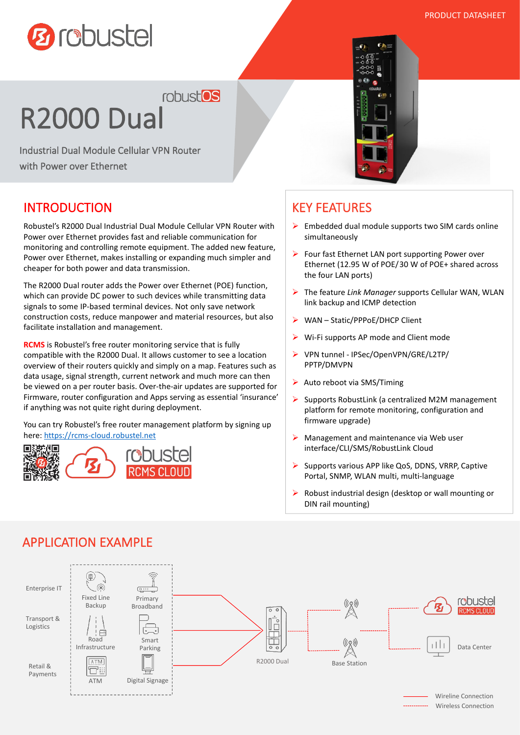PRODUCT DATASHEET

robustOS

# R2000 Dual

Industrial Dual Module Cellular VPN Router with Power over Ethernet

## INTRODUCTION

Robustel's R2000 Dual Industrial Dual Module Cellular VPN Router with Power over Ethernet provides fast and reliable communication for monitoring and controlling remote equipment. The added new feature, Power over Ethernet, makes installing or expanding much simpler and cheaper for both power and data transmission.

The R2000 Dual router adds the Power over Ethernet (POE) function, which can provide DC power to such devices while transmitting data signals to some IP-based terminal devices. Not only save network construction costs, reduce manpower and material resources, but also facilitate installation and management.

**RCMS** is Robustel's free router monitoring service that is fully compatible with the R2000 Dual. It allows customer to see a location overview of their routers quickly and simply on a map. Features such as data usage, signal strength, current network and much more can then be viewed on a per router basis. Over-the-air updates are supported for Firmware, router configuration and Apps serving as essential 'insurance' if anything was not quite right during deployment.

You can try Robustel's free router management platform by signing up here: [https://rcms-cloud.robustel.net](https://rcms-cloud.robustel.net)

robustel RCMS CLOUD

## KEY FEATURES

- Embedded dual module supports two SIM cards online simultaneously
- Four fast Ethernet LAN port supporting Power over Ethernet (12.95 W of POE/30 W of POE+ shared across the four LAN ports)
- The feature *Link Manager* supports Cellular WAN, WLAN link backup and ICMP detection
- WAN – Static/PPPoE/DHCP Client
- Wi-Fi supports AP mode and Client mode
- VPN tunnel - IPSec/OpenVPN/GRE/L2TP/PPTP/DMVPN
- Auto reboot via SMS/Timing
- Supports RobustLink (a centralized M2M management platform for remote monitoring, configuration and firmware upgrade)
- Management and maintenance via Web user interface/CLI/SMS/RobustLink Cloud
- Supports various IP like QoS, DDNS, VRRP, Captive Portal, SNMP, WLAN multi, multi-language
- Robust industrial design (desktop or wall mounting or DIN rail mounting)

## APPLICATION EXAMPLE

Enterprise IT: Fixed Line Backup, Primary Broadband

Transport & Logistics: Road Infrastructure, Smart Parking

Retail & Payments: ATM, Digital Signage

R2000 Dual — Base Station — robustel RCMS CLOUD / Data Center

Wireline Connection

Wireless Connection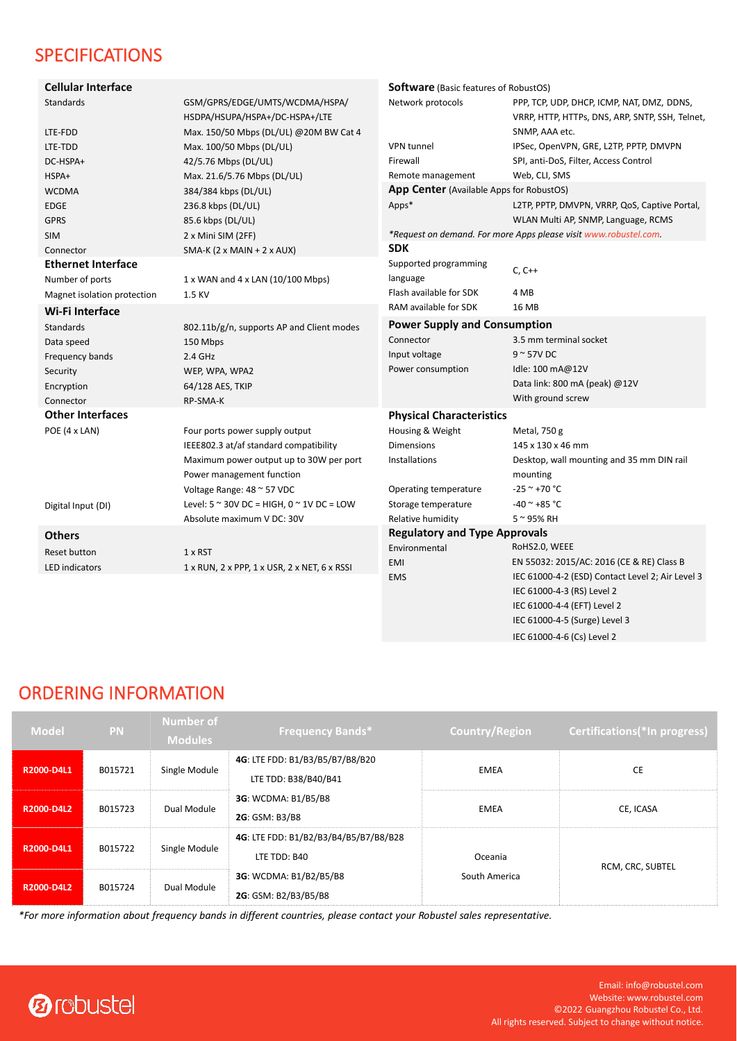## SPECIFICATIONS

| **Cellular Interface** | |
|---|---|
| Standards | GSM/GPRS/EDGE/UMTS/WCDMA/HSPA/ HSDPA/HSUPA/HSPA+/DC-HSPA+/LTE |
| LTE-FDD | Max. 150/50 Mbps (DL/UL) @20M BW Cat 4 |
| LTE-TDD | Max. 100/50 Mbps (DL/UL) |
| DC-HSPA+ | 42/5.76 Mbps (DL/UL) |
| HSPA+ | Max. 21.6/5.76 Mbps (DL/UL) |
| WCDMA | 384/384 kbps (DL/UL) |
| EDGE | 236.8 kbps (DL/UL) |
| GPRS | 85.6 kbps (DL/UL) |
| SIM | 2 x Mini SIM (2FF) |
| Connector | SMA-K (2 x MAIN + 2 x AUX) |
| **Ethernet Interface** | |
| Number of ports | 1 x WAN and 4 x LAN (10/100 Mbps) |
| Magnet isolation protection | 1.5 KV |
| **Wi-Fi Interface** | |
| Standards | 802.11b/g/n, supports AP and Client modes |
| Data speed | 150 Mbps |
| Frequency bands | 2.4 GHz |
| Security | WEP, WPA, WPA2 |
| Encryption | 64/128 AES, TKIP |
| Connector | RP-SMA-K |
| **Other Interfaces** | |
| POE (4 x LAN) | Four ports power supply output<br>IEEE802.3 at/af standard compatibility<br>Maximum power output up to 30W per port<br>Power management function<br>Voltage Range: 48 ~ 57 VDC |
| Digital Input (DI) | Level: 5 ~ 30V DC = HIGH, 0 ~ 1V DC = LOW<br>Absolute maximum V DC: 30V |
| **Others** | |
| Reset button | 1 x RST |
| LED indicators | 1 x RUN, 2 x PPP, 1 x USR, 2 x NET, 6 x RSSI |

| **Software** (Basic features of RobustOS) | |
|---|---|
| Network protocols | PPP, TCP, UDP, DHCP, ICMP, NAT, DMZ, DDNS, VRRP, HTTP, HTTPs, DNS, ARP, SNTP, SSH, Telnet, SNMP, AAA etc. |
| VPN tunnel | IPSec, OpenVPN, GRE, L2TP, PPTP, DMVPN |
| Firewall | SPI, anti-DoS, Filter, Access Control |
| Remote management | Web, CLI, SMS |
| **App Center** (Available Apps for RobustOS) | |
| Apps* | L2TP, PPTP, DMVPN, VRRP, QoS, Captive Portal, WLAN Multi AP, SNMP, Language, RCMS |
| *Request on demand. For more Apps please visit www.robustel.com.* | |
| **SDK** | |
| Supported programming language | C, C++ |
| Flash available for SDK | 4 MB |
| RAM available for SDK | 16 MB |
| **Power Supply and Consumption** | |
| Connector | 3.5 mm terminal socket |
| Input voltage | 9 ~ 57V DC |
| Power consumption | Idle: 100 mA@12V<br>Data link: 800 mA (peak) @12V<br>With ground screw |
| **Physical Characteristics** | |
| Housing & Weight | Metal, 750 g |
| Dimensions | 145 x 130 x 46 mm |
| Installations | Desktop, wall mounting and 35 mm DIN rail mounting |
| Operating temperature | -25 ~ +70 °C |
| Storage temperature | -40 ~ +85 °C |
| Relative humidity | 5 ~ 95% RH |
| **Regulatory and Type Approvals** | |
| Environmental | RoHS2.0, WEEE |
| EMI | EN 55032: 2015/AC: 2016 (CE & RE) Class B |
| EMS | IEC 61000-4-2 (ESD) Contact Level 2; Air Level 3<br>IEC 61000-4-3 (RS) Level 2<br>IEC 61000-4-4 (EFT) Level 2<br>IEC 61000-4-5 (Surge) Level 3<br>IEC 61000-4-6 (Cs) Level 2 |

## ORDERING INFORMATION

| Model | PN | Number of Modules | Frequency Bands* | Country/Region | Certifications(*In progress) |
|---|---|---|---|---|---|
| R2000-D4L1 | B015721 | Single Module | **4G**: LTE FDD: B1/B3/B5/B7/B8/B20<br>LTE TDD: B38/B40/B41 | EMEA | CE |
| R2000-D4L2 | B015723 | Dual Module | **3G**: WCDMA: B1/B5/B8<br>**2G**: GSM: B3/B8 | EMEA | CE, ICASA |
| R2000-D4L1 | B015722 | Single Module | **4G**: LTE FDD: B1/B2/B3/B4/B5/B7/B8/B28<br>LTE TDD: B40 | Oceania<br>South America | RCM, CRC, SUBTEL |
| R2000-D4L2 | B015724 | Dual Module | **3G**: WCDMA: B1/B2/B5/B8<br>**2G**: GSM: B2/B3/B5/B8 | | |

*\*For more information about frequency bands in different countries, please contact your Robustel sales representative.*

Email: info@robustel.com
Website: www.robustel.com
©2022 Guangzhou Robustel Co., Ltd.
All rights reserved. Subject to change without notice.